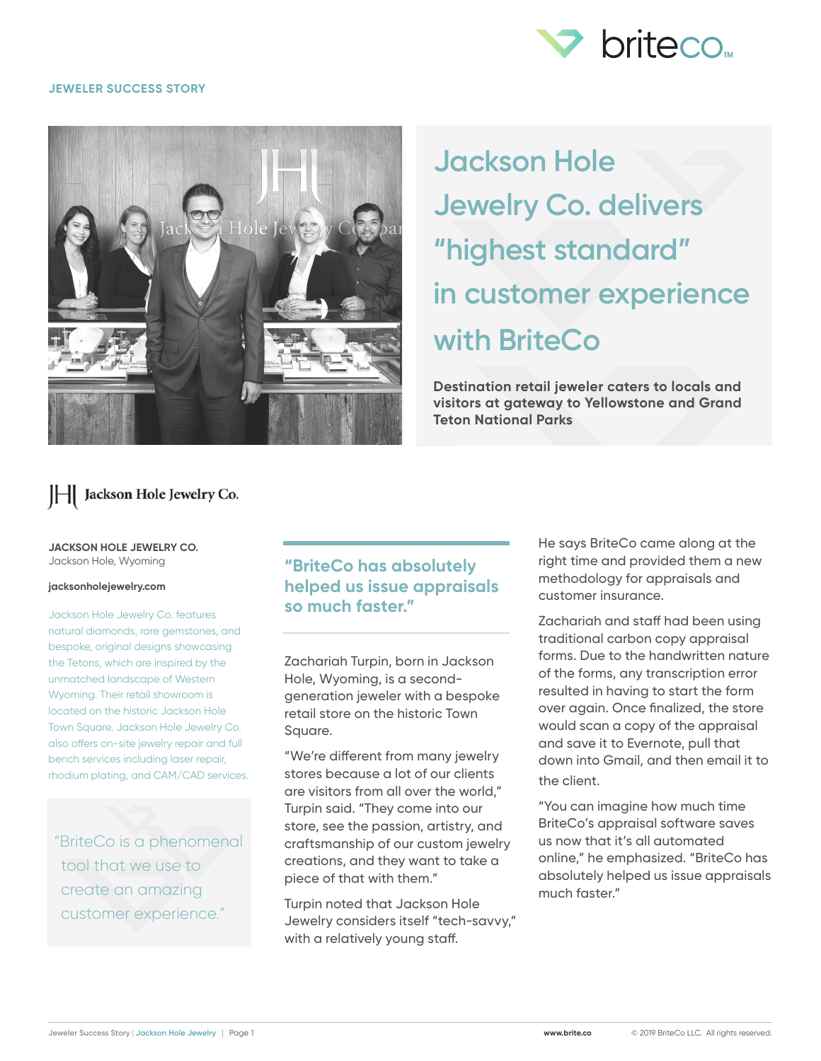JEWELER SUCCESS STORY

# Jackson Hole Jewelry Co. delivers "highest standard" in customer experience with BriteCo

**Destination retail jeweler caters to locals and visitors at gateway to Yellowstone and Grand Teton National Parks**

**JACKSON HOLE JEWELRY CO.**
Jackson Hole, Wyoming

**jacksonholejewelry.com**

Jackson Hole Jewelry Co. features natural diamonds, rare gemstones, and bespoke, original designs showcasing the Tetons, which are inspired by the unmatched landscape of Western Wyoming. Their retail showroom is located on the historic Jackson Hole Town Square. Jackson Hole Jewelry Co. also offers on-site jewelry repair and full bench services including laser repair, rhodium plating, and CAD/CAM services.

> "BriteCo is a phenomenal tool that we use to create an amazing customer experience."

> **"BriteCo has absolutely helped us issue appraisals so much faster."**

Zachariah Turpin, born in Jackson Hole, Wyoming, is a second-generation jeweler with a bespoke retail store on the historic Town Square.

"We're different from many jewelry stores because a lot of our clients are visitors from all over the world," Turpin said. "They come into our store, see the passion, artistry, and craftsmanship of our custom jewelry creations, and they want to take a piece of that with them."

Turpin noted that Jackson Hole Jewelry considers itself "tech-savvy," with a relatively young staff.

He says BriteCo came along at the right time and provided them a new methodology for appraisals and customer insurance.

Zachariah and staff had been using traditional carbon copy appraisal forms. Due to the handwritten nature of the forms, any transcription error resulted in having to start the form over again. Once finalized, the store would scan a copy of the appraisal and save it to Evernote, pull that down into Gmail, and then email it to the client.

"You can imagine how much time BriteCo's appraisal software saves us now that it's all automated online," he emphasized. "BriteCo has absolutely helped us issue appraisals much faster."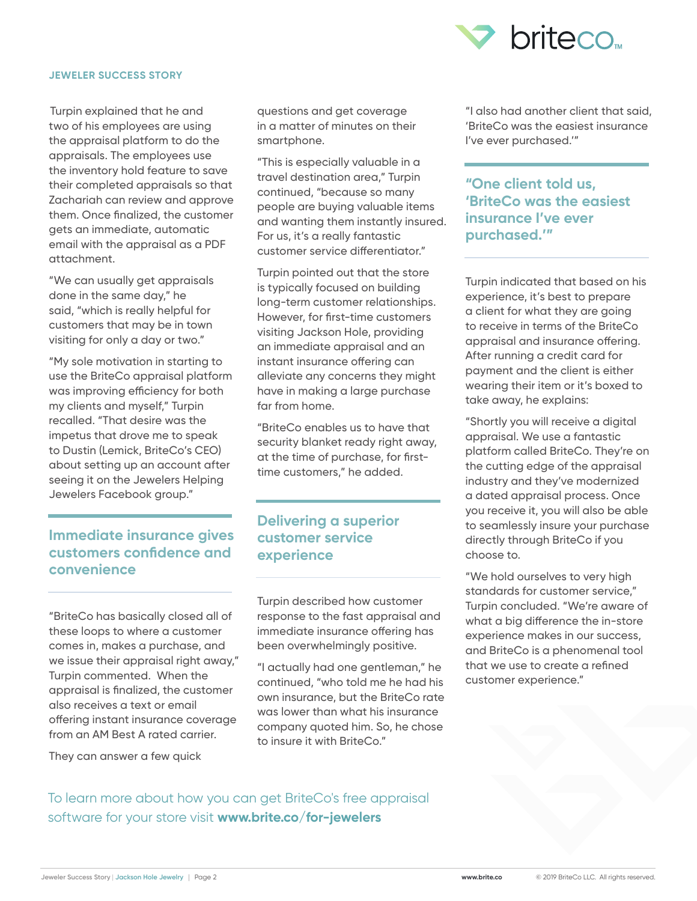JEWELER SUCCESS STORY

Turpin explained that he and two of his employees are using the appraisal platform to do the appraisals. The employees use the inventory hold feature to save their completed appraisals so that Zachariah can review and approve them. Once finalized, the customer gets an immediate, automatic email with the appraisal as a PDF attachment.

"We can usually get appraisals done in the same day," he said, "which is really helpful for customers that may be in town visiting for only a day or two."

"My sole motivation in starting to use the BriteCo appraisal platform was improving efficiency for both my clients and myself," Turpin recalled. "That desire was the impetus that drove me to speak to Dustin (Lemick, BriteCo's CEO) about setting up an account after seeing it on the Jewelers Helping Jewelers Facebook group."

## Immediate insurance gives customers confidence and convenience

"BriteCo has basically closed all of these loops to where a customer comes in, makes a purchase, and we issue their appraisal right away," Turpin commented. When the appraisal is finalized, the customer also receives a text or email offering instant insurance coverage from an AM Best A rated carrier.

They can answer a few quick questions and get coverage in a matter of minutes on their smartphone.

"This is especially valuable in a travel destination area," Turpin continued, "because so many people are buying valuable items and wanting them instantly insured. For us, it's a really fantastic customer service differentiator."

Turpin pointed out that the store is typically focused on building long-term customer relationships. However, for first-time customers visiting Jackson Hole, providing an immediate appraisal and an instant insurance offering can alleviate any concerns they might have in making a large purchase far from home.

"BriteCo enables us to have that security blanket ready right away, at the time of purchase, for first-time customers," he added.

## Delivering a superior customer service experience

Turpin described how customer response to the fast appraisal and immediate insurance offering has been overwhelmingly positive.

"I actually had one gentleman," he continued, "who told me he had his own insurance, but the BriteCo rate was lower than what his insurance company quoted him. So, he chose to insure it with BriteCo."

"I also had another client that said, 'BriteCo was the easiest insurance I've ever purchased.'"

> **"One client told us, 'BriteCo was the easiest insurance I've ever purchased.'"**

Turpin indicated that based on his experience, it's best to prepare a client for what they are going to receive in terms of the BriteCo appraisal and insurance offering. After running a credit card for payment and the client is either wearing their item or it's boxed to take away, he explains:

"Shortly you will receive a digital appraisal. We use a fantastic platform called BriteCo. They're on the cutting edge of the appraisal industry and they've modernized a dated appraisal process. Once you receive it, you will also be able to seamlessly insure your purchase directly through BriteCo if you choose to.

"We hold ourselves to very high standards for customer service," Turpin concluded. "We're aware of what a big difference the in-store experience makes in our success, and BriteCo is a phenomenal tool that we use to create a refined customer experience."

To learn more about how you can get BriteCo's free appraisal software for your store visit **www.brite.co/for-jewelers**